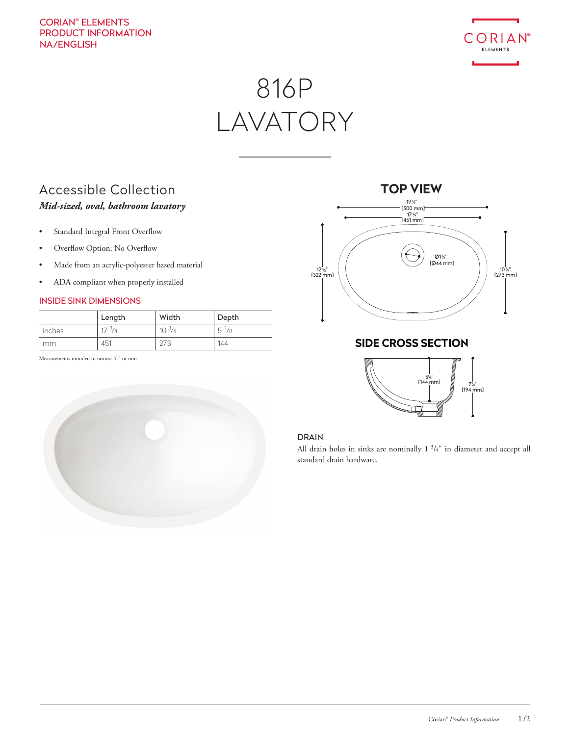CORIAN® ELEMENTS
PRODUCT INFORMATION
NA/ENGLISH

# 816P LAVATORY

## Accessible Collection

***Mid-sized, oval, bathroom lavatory***

- Standard Integral Front Overflow
- Overflow Option: No Overflow
- Made from an acrylic-polyester based material
- ADA compliant when properly installed

### INSIDE SINK DIMENSIONS

| | Length | Width | Depth |
|---|---|---|---|
| inches | 17 3/4 | 10 3/4 | 5 5/8 |
| mm | 451 | 273 | 144 |

Measurements rounded to nearest 1/8" or mm

## TOP VIEW

19 5/8" [500 mm]
17 3/4" [451 mm]
12 5/8" [322 mm]
10 3/4" [273 mm]
Ø1 3/4" [Ø44 mm]

## SIDE CROSS SECTION

5 5/8" [144 mm]
7 5/8" [194 mm]

### DRAIN

All drain holes in sinks are nominally 1 3/4" in diameter and accept all standard drain hardware.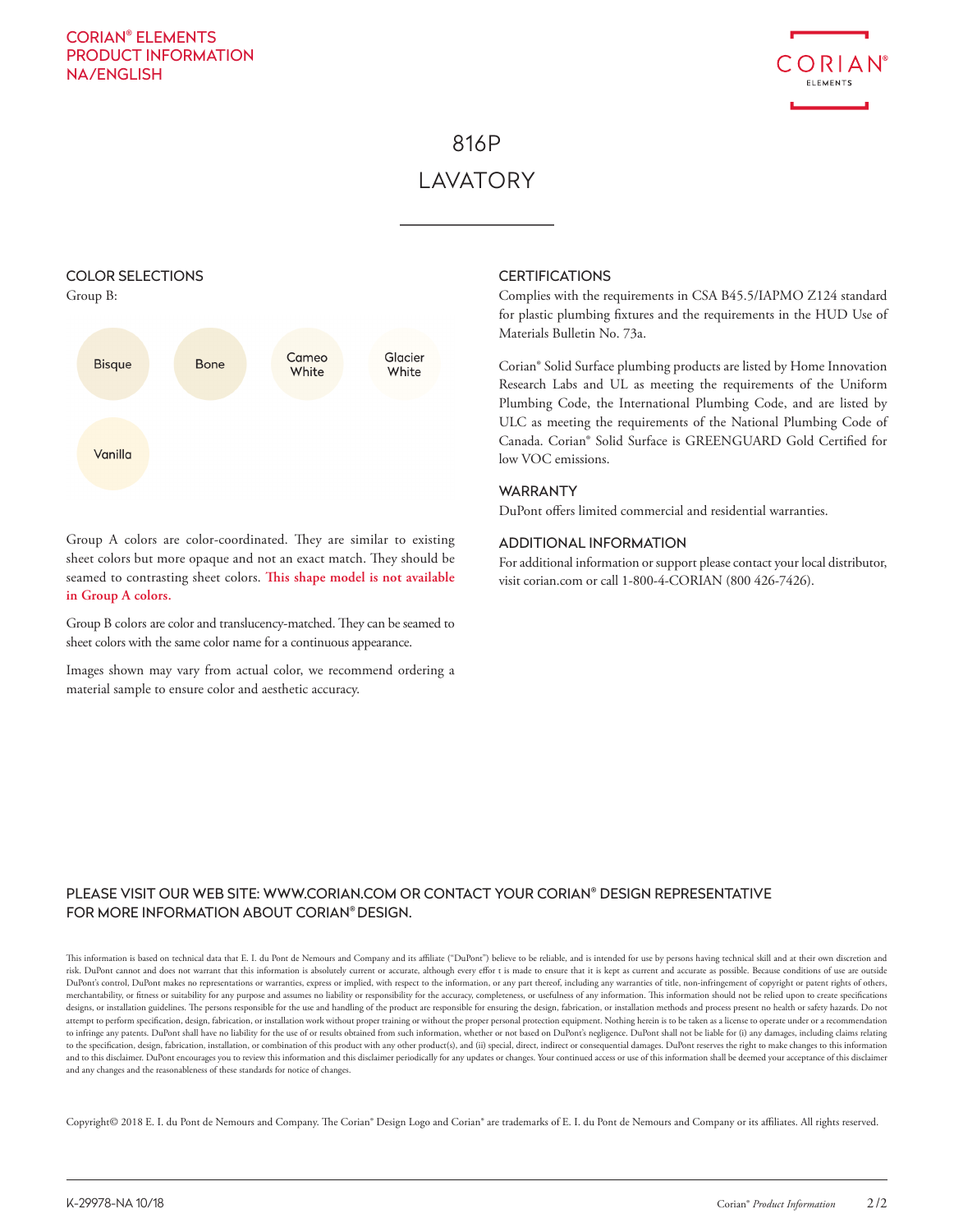CORIAN® ELEMENTS
PRODUCT INFORMATION
NA/ENGLISH

# 816P
# LAVATORY

## COLOR SELECTIONS

Group B:

Bisque

Bone

Cameo White

Glacier White

Vanilla

Group A colors are color-coordinated. They are similar to existing sheet colors but more opaque and not an exact match. They should be seamed to contrasting sheet colors. **This shape model is not available in Group A colors.**

Group B colors are color and translucency-matched. They can be seamed to sheet colors with the same color name for a continuous appearance.

Images shown may vary from actual color, we recommend ordering a material sample to ensure color and aesthetic accuracy.

## CERTIFICATIONS

Complies with the requirements in CSA B45.5/IAPMO Z124 standard for plastic plumbing fixtures and the requirements in the HUD Use of Materials Bulletin No. 73a.

Corian® Solid Surface plumbing products are listed by Home Innovation Research Labs and UL as meeting the requirements of the Uniform Plumbing Code, the International Plumbing Code, and are listed by ULC as meeting the requirements of the National Plumbing Code of Canada. Corian® Solid Surface is GREENGUARD Gold Certified for low VOC emissions.

## WARRANTY

DuPont offers limited commercial and residential warranties.

## ADDITIONAL INFORMATION

For additional information or support please contact your local distributor, visit corian.com or call 1-800-4-CORIAN (800 426-7426).

## PLEASE VISIT OUR WEB SITE: WWW.CORIAN.COM OR CONTACT YOUR CORIAN® DESIGN REPRESENTATIVE FOR MORE INFORMATION ABOUT CORIAN® DESIGN.

This information is based on technical data that E. I. du Pont de Nemours and Company and its affiliate ("DuPont") believe to be reliable, and is intended for use by persons having technical skill and at their own discretion and risk. DuPont cannot and does not warrant that this information is absolutely current or accurate, although every effor t is made to ensure that it is kept as current and accurate as possible. Because conditions of use are outside DuPont's control, DuPont makes no representations or warranties, express or implied, with respect to the information, or any part thereof, including any warranties of title, non-infringement of copyright or patent rights of others, merchantability, or fitness or suitability for any purpose and assumes no liability or responsibility for the accuracy, completeness, or usefulness of any information. This information should not be relied upon to create specifications designs, or installation guidelines. The persons responsible for the use and handling of the product are responsible for ensuring the design, fabrication, or installation methods and process present no health or safety hazards. Do not attempt to perform specification, design, fabrication, or installation work without proper training or without the proper personal protection equipment. Nothing herein is to be taken as a license to operate under or a recommendation to infringe any patents. DuPont shall have no liability for the use of or results obtained from such information, whether or not based on DuPont's negligence. DuPont shall not be liable for (i) any damages, including claims relating to the specification, design, fabrication, installation, or combination of this product with any other product(s), and (ii) special, direct, indirect or consequential damages. DuPont reserves the right to make changes to this information and to this disclaimer. DuPont encourages you to review this information and this disclaimer periodically for any updates or changes. Your continued access or use of this information shall be deemed your acceptance of this disclaimer and any changes and the reasonableness of these standards for notice of changes.

Copyright© 2018 E. I. du Pont de Nemours and Company. The Corian® Design Logo and Corian® are trademarks of E. I. du Pont de Nemours and Company or its affiliates. All rights reserved.

K-29978-NA 10/18